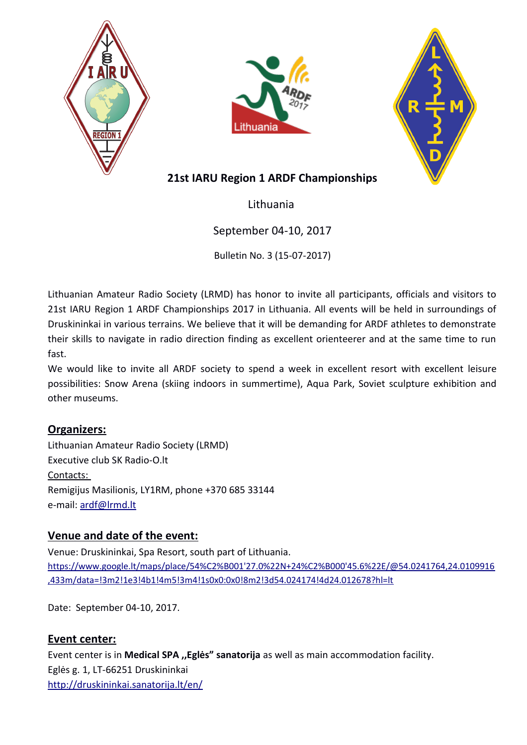# 21st IARU Region 1 ARDF Championships

Lithuania

September 04-10, 2017

Bulletin No. 3 (15-07-2017)

Lithuanian Amateur Radio Society (LRMD) has honor to invite all participants, officials and visitors to 21st IARU Region 1 ARDF Championships 2017 in Lithuania. All events will be held in surroundings of Druskininkai in various terrains. We believe that it will be demanding for ARDF athletes to demonstrate their skills to navigate in radio direction finding as excellent orienteerer and at the same time to run fast.

We would like to invite all ARDF society to spend a week in excellent resort with excellent leisure possibilities: Snow Arena (skiing indoors in summertime), Aqua Park, Soviet sculpture exhibition and other museums.

## Organizers:

Lithuanian Amateur Radio Society (LRMD)
Executive club SK Radio-O.lt
Contacts:
Remigijus Masilionis, LY1RM, phone +370 685 33144
e-mail: ardf@lrmd.lt

## Venue and date of the event:

Venue: Druskininkai, Spa Resort, south part of Lithuania.
https://www.google.lt/maps/place/54%C2%B001'27.0%22N+24%C2%B000'45.6%22E/@54.0241764,24.0109916,433m/data=!3m2!1e3!4b1!4m5!3m4!1s0x0:0x0!8m2!3d54.024174!4d24.012678?hl=lt

Date: September 04-10, 2017.

## Event center:

Event center is in **Medical SPA „Eglės" sanatorija** as well as main accommodation facility.
Eglės g. 1, LT-66251 Druskininkai
http://druskininkai.sanatorija.lt/en/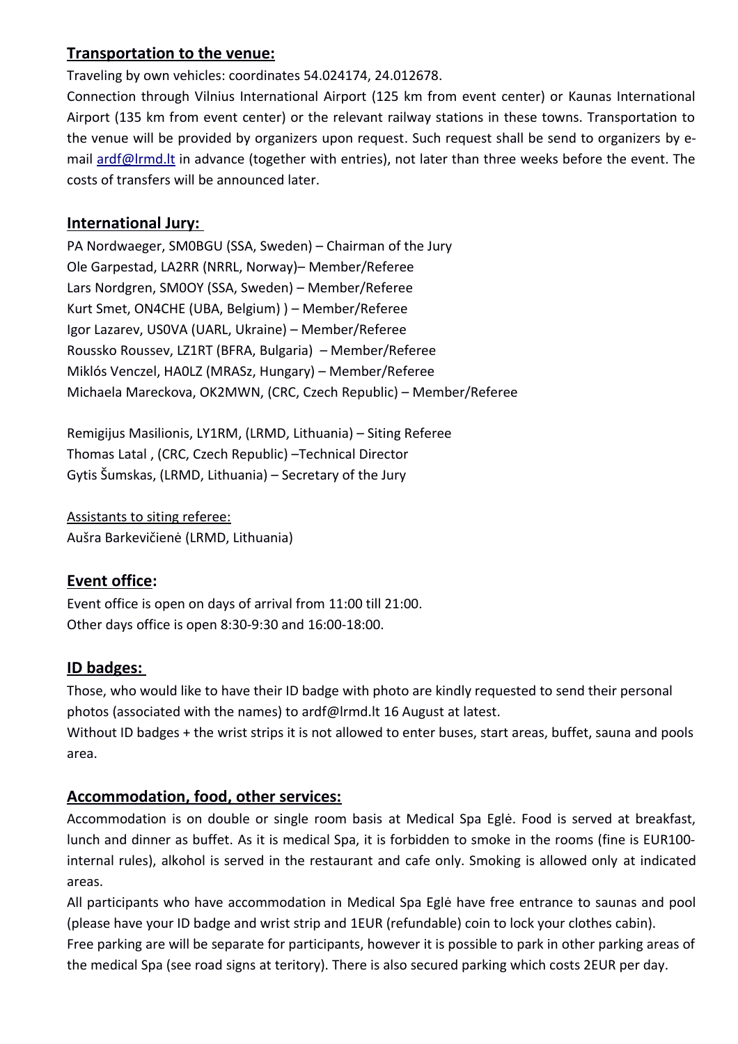## Transportation to the venue:

Traveling by own vehicles: coordinates 54.024174, 24.012678.

Connection through Vilnius International Airport (125 km from event center) or Kaunas International Airport (135 km from event center) or the relevant railway stations in these towns. Transportation to the venue will be provided by organizers upon request. Such request shall be send to organizers by e-mail ardf@lrmd.lt in advance (together with entries), not later than three weeks before the event. The costs of transfers will be announced later.

## International Jury:

PA Nordwaeger, SM0BGU (SSA, Sweden) – Chairman of the Jury
Ole Garpestad, LA2RR (NRRL, Norway)– Member/Referee
Lars Nordgren, SM0OY (SSA, Sweden) – Member/Referee
Kurt Smet, ON4CHE (UBA, Belgium) ) – Member/Referee
Igor Lazarev, US0VA (UARL, Ukraine) – Member/Referee
Roussko Roussev, LZ1RT (BFRA, Bulgaria) – Member/Referee
Miklós Venczel, HA0LZ (MRASz, Hungary) – Member/Referee
Michaela Mareckova, OK2MWN, (CRC, Czech Republic) – Member/Referee

Remigijus Masilionis, LY1RM, (LRMD, Lithuania) – Siting Referee
Thomas Latal , (CRC, Czech Republic) –Technical Director
Gytis Šumskas, (LRMD, Lithuania) – Secretary of the Jury

Assistants to siting referee:
Aušra Barkevičienė (LRMD, Lithuania)

## Event office:

Event office is open on days of arrival from 11:00 till 21:00.
Other days office is open 8:30-9:30 and 16:00-18:00.

## ID badges:

Those, who would like to have their ID badge with photo are kindly requested to send their personal photos (associated with the names) to ardf@lrmd.lt 16 August at latest.

Without ID badges + the wrist strips it is not allowed to enter buses, start areas, buffet, sauna and pools area.

## Accommodation, food, other services:

Accommodation is on double or single room basis at Medical Spa Eglė. Food is served at breakfast, lunch and dinner as buffet. As it is medical Spa, it is forbidden to smoke in the rooms (fine is EUR100-internal rules), alkohol is served in the restaurant and cafe only. Smoking is allowed only at indicated areas.

All participants who have accommodation in Medical Spa Eglė have free entrance to saunas and pool (please have your ID badge and wrist strip and 1EUR (refundable) coin to lock your clothes cabin).

Free parking are will be separate for participants, however it is possible to park in other parking areas of the medical Spa (see road signs at teritory). There is also secured parking which costs 2EUR per day.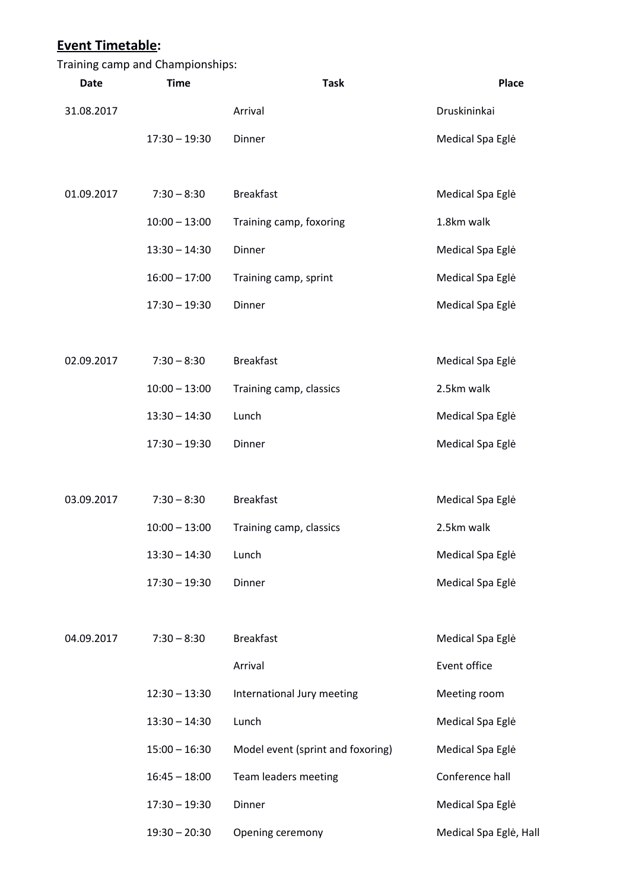**<u>Event Timetable</u>:**

Training camp and Championships:

| Date | Time | Task | Place |
|---|---|---|---|
| 31.08.2017 | | Arrival | Druskininkai |
| | 17:30 – 19:30 | Dinner | Medical Spa Eglė |
| | | | |
| 01.09.2017 | 7:30 – 8:30 | Breakfast | Medical Spa Eglė |
| | 10:00 – 13:00 | Training camp, foxoring | 1.8km walk |
| | 13:30 – 14:30 | Dinner | Medical Spa Eglė |
| | 16:00 – 17:00 | Training camp, sprint | Medical Spa Eglė |
| | 17:30 – 19:30 | Dinner | Medical Spa Eglė |
| | | | |
| 02.09.2017 | 7:30 – 8:30 | Breakfast | Medical Spa Eglė |
| | 10:00 – 13:00 | Training camp, classics | 2.5km walk |
| | 13:30 – 14:30 | Lunch | Medical Spa Eglė |
| | 17:30 – 19:30 | Dinner | Medical Spa Eglė |
| | | | |
| 03.09.2017 | 7:30 – 8:30 | Breakfast | Medical Spa Eglė |
| | 10:00 – 13:00 | Training camp, classics | 2.5km walk |
| | 13:30 – 14:30 | Lunch | Medical Spa Eglė |
| | 17:30 – 19:30 | Dinner | Medical Spa Eglė |
| | | | |
| 04.09.2017 | 7:30 – 8:30 | Breakfast | Medical Spa Eglė |
| | | Arrival | Event office |
| | 12:30 – 13:30 | International Jury meeting | Meeting room |
| | 13:30 – 14:30 | Lunch | Medical Spa Eglė |
| | 15:00 – 16:30 | Model event (sprint and foxoring) | Medical Spa Eglė |
| | 16:45 – 18:00 | Team leaders meeting | Conference hall |
| | 17:30 – 19:30 | Dinner | Medical Spa Eglė |
| | 19:30 – 20:30 | Opening ceremony | Medical Spa Eglė, Hall |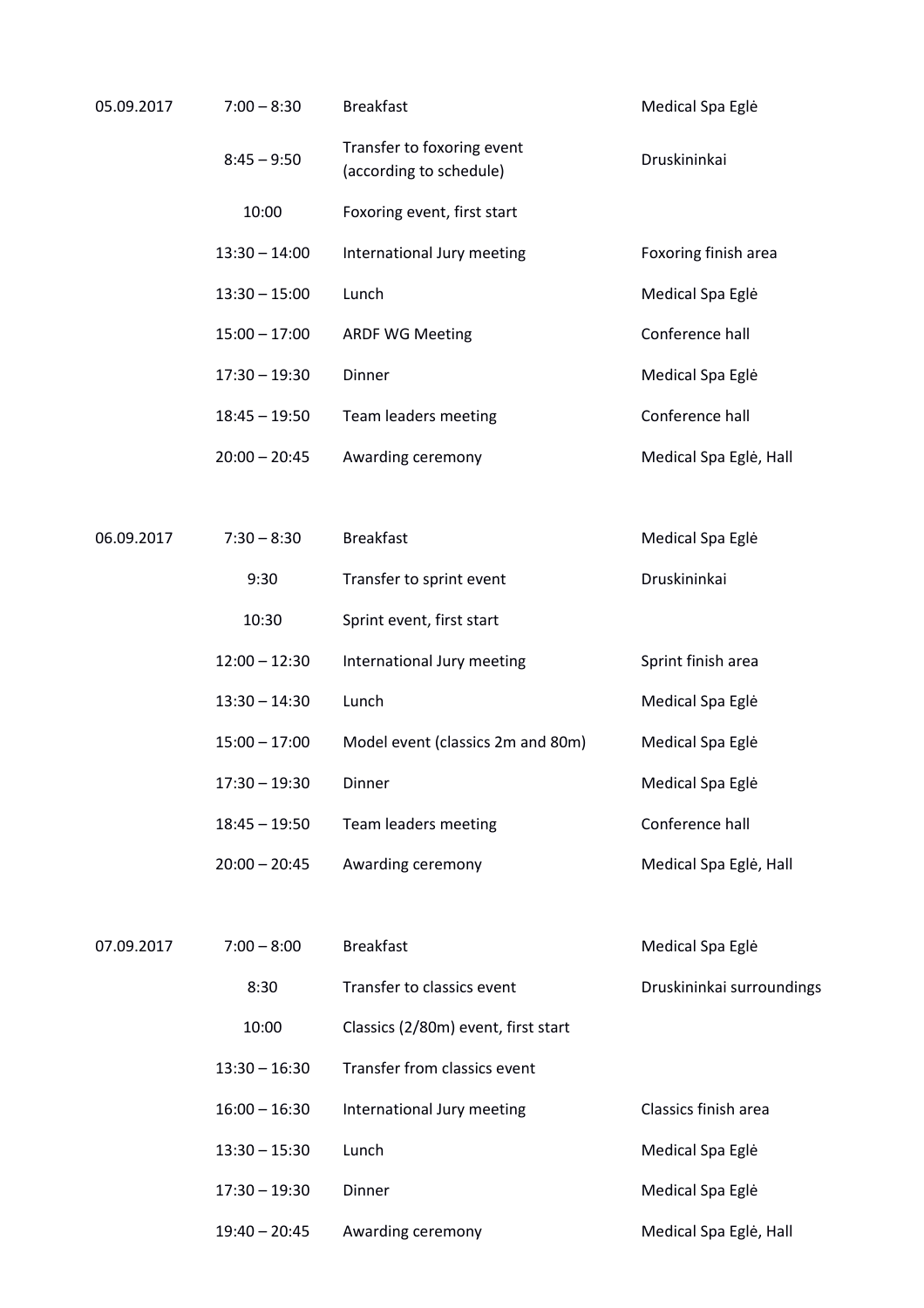| | | | |
|---|---|---|---|
| 05.09.2017 | 7:00 – 8:30 | Breakfast | Medical Spa Eglė |
| | 8:45 – 9:50 | Transfer to foxoring event (according to schedule) | Druskininkai |
| | 10:00 | Foxoring event, first start | |
| | 13:30 – 14:00 | International Jury meeting | Foxoring finish area |
| | 13:30 – 15:00 | Lunch | Medical Spa Eglė |
| | 15:00 – 17:00 | ARDF WG Meeting | Conference hall |
| | 17:30 – 19:30 | Dinner | Medical Spa Eglė |
| | 18:45 – 19:50 | Team leaders meeting | Conference hall |
| | 20:00 – 20:45 | Awarding ceremony | Medical Spa Eglė, Hall |
| | | | |
| 06.09.2017 | 7:30 – 8:30 | Breakfast | Medical Spa Eglė |
| | 9:30 | Transfer to sprint event | Druskininkai |
| | 10:30 | Sprint event, first start | |
| | 12:00 – 12:30 | International Jury meeting | Sprint finish area |
| | 13:30 – 14:30 | Lunch | Medical Spa Eglė |
| | 15:00 – 17:00 | Model event (classics 2m and 80m) | Medical Spa Eglė |
| | 17:30 – 19:30 | Dinner | Medical Spa Eglė |
| | 18:45 – 19:50 | Team leaders meeting | Conference hall |
| | 20:00 – 20:45 | Awarding ceremony | Medical Spa Eglė, Hall |
| | | | |
| 07.09.2017 | 7:00 – 8:00 | Breakfast | Medical Spa Eglė |
| | 8:30 | Transfer to classics event | Druskininkai surroundings |
| | 10:00 | Classics (2/80m) event, first start | |
| | 13:30 – 16:30 | Transfer from classics event | |
| | 16:00 – 16:30 | International Jury meeting | Classics finish area |
| | 13:30 – 15:30 | Lunch | Medical Spa Eglė |
| | 17:30 – 19:30 | Dinner | Medical Spa Eglė |
| | 19:40 – 20:45 | Awarding ceremony | Medical Spa Eglė, Hall |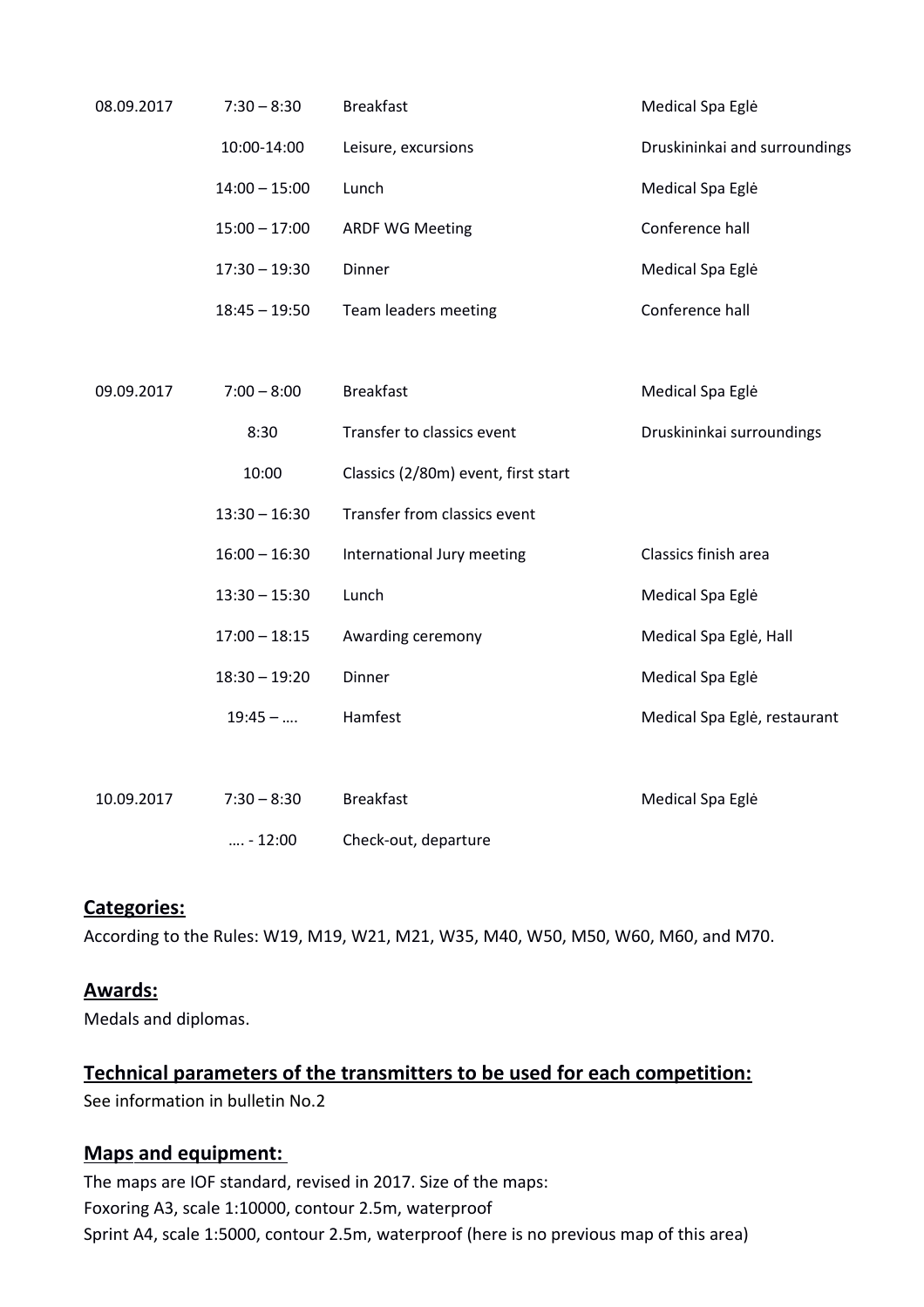| | | | |
|---|---|---|---|
| 08.09.2017 | 7:30 – 8:30 | Breakfast | Medical Spa Eglė |
| | 10:00-14:00 | Leisure, excursions | Druskininkai and surroundings |
| | 14:00 – 15:00 | Lunch | Medical Spa Eglė |
| | 15:00 – 17:00 | ARDF WG Meeting | Conference hall |
| | 17:30 – 19:30 | Dinner | Medical Spa Eglė |
| | 18:45 – 19:50 | Team leaders meeting | Conference hall |
| | | | |
| 09.09.2017 | 7:00 – 8:00 | Breakfast | Medical Spa Eglė |
| | 8:30 | Transfer to classics event | Druskininkai surroundings |
| | 10:00 | Classics (2/80m) event, first start | |
| | 13:30 – 16:30 | Transfer from classics event | |
| | 16:00 – 16:30 | International Jury meeting | Classics finish area |
| | 13:30 – 15:30 | Lunch | Medical Spa Eglė |
| | 17:00 – 18:15 | Awarding ceremony | Medical Spa Eglė, Hall |
| | 18:30 – 19:20 | Dinner | Medical Spa Eglė |
| | 19:45 – …. | Hamfest | Medical Spa Eglė, restaurant |
| | | | |
| 10.09.2017 | 7:30 – 8:30 | Breakfast | Medical Spa Eglė |
| | …. - 12:00 | Check-out, departure | |

## Categories:

According to the Rules: W19, M19, W21, M21, W35, M40, W50, M50, W60, M60, and M70.

## Awards:

Medals and diplomas.

## Technical parameters of the transmitters to be used for each competition:

See information in bulletin No.2

## Maps and equipment:

The maps are IOF standard, revised in 2017. Size of the maps:
Foxoring A3, scale 1:10000, contour 2.5m, waterproof
Sprint A4, scale 1:5000, contour 2.5m, waterproof (here is no previous map of this area)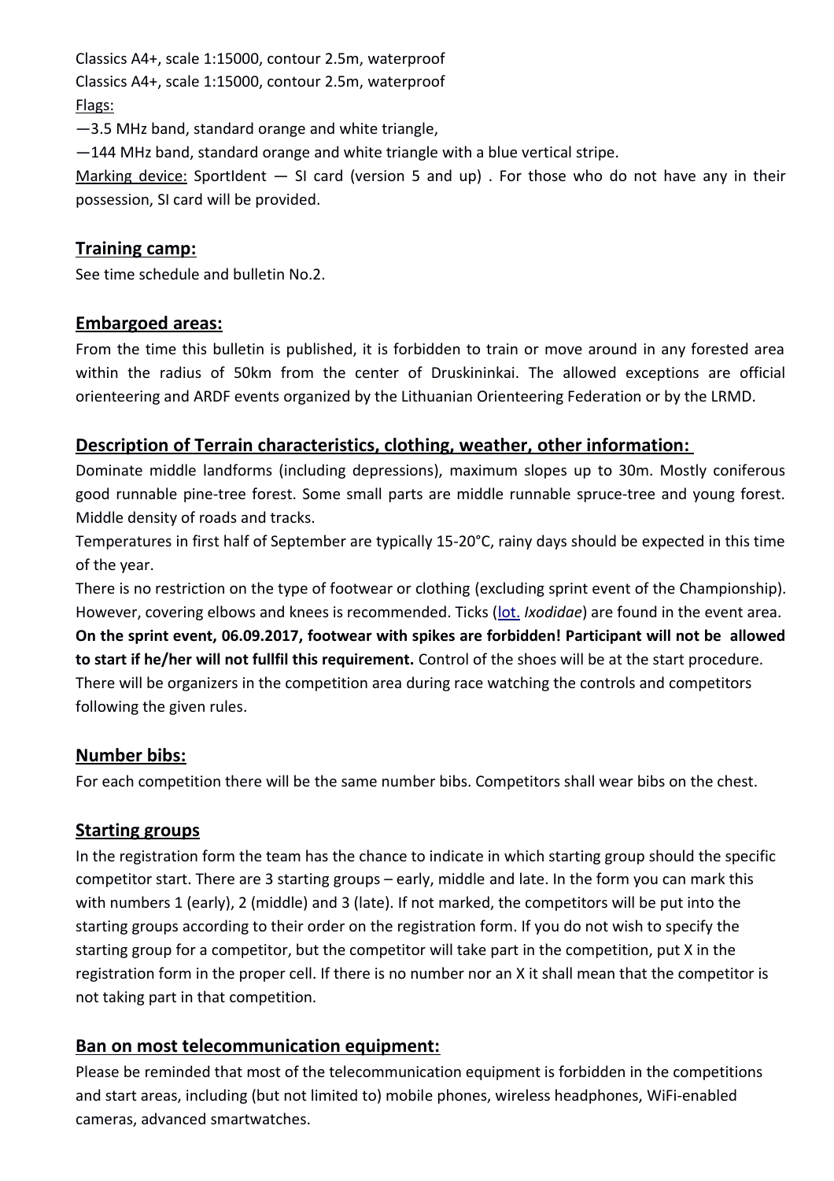Classics A4+, scale 1:15000, contour 2.5m, waterproof

Classics A4+, scale 1:15000, contour 2.5m, waterproof

Flags:

—3.5 MHz band, standard orange and white triangle,

—144 MHz band, standard orange and white triangle with a blue vertical stripe.

Marking device: SportIdent — SI card (version 5 and up) . For those who do not have any in their possession, SI card will be provided.

## Training camp:

See time schedule and bulletin No.2.

## Embargoed areas:

From the time this bulletin is published, it is forbidden to train or move around in any forested area within the radius of 50km from the center of Druskininkai. The allowed exceptions are official orienteering and ARDF events organized by the Lithuanian Orienteering Federation or by the LRMD.

## Description of Terrain characteristics, clothing, weather, other information:

Dominate middle landforms (including depressions), maximum slopes up to 30m. Mostly coniferous good runnable pine-tree forest. Some small parts are middle runnable spruce-tree and young forest. Middle density of roads and tracks.

Temperatures in first half of September are typically 15-20°C, rainy days should be expected in this time of the year.

There is no restriction on the type of footwear or clothing (excluding sprint event of the Championship). However, covering elbows and knees is recommended. Ticks (lot. *Ixodidae*) are found in the event area. **On the sprint event, 06.09.2017, footwear with spikes are forbidden! Participant will not be allowed to start if he/her will not fullfil this requirement.** Control of the shoes will be at the start procedure. There will be organizers in the competition area during race watching the controls and competitors following the given rules.

## Number bibs:

For each competition there will be the same number bibs. Competitors shall wear bibs on the chest.

## Starting groups

In the registration form the team has the chance to indicate in which starting group should the specific competitor start. There are 3 starting groups – early, middle and late. In the form you can mark this with numbers 1 (early), 2 (middle) and 3 (late). If not marked, the competitors will be put into the starting groups according to their order on the registration form. If you do not wish to specify the starting group for a competitor, but the competitor will take part in the competition, put X in the registration form in the proper cell. If there is no number nor an X it shall mean that the competitor is not taking part in that competition.

## Ban on most telecommunication equipment:

Please be reminded that most of the telecommunication equipment is forbidden in the competitions and start areas, including (but not limited to) mobile phones, wireless headphones, WiFi-enabled cameras, advanced smartwatches.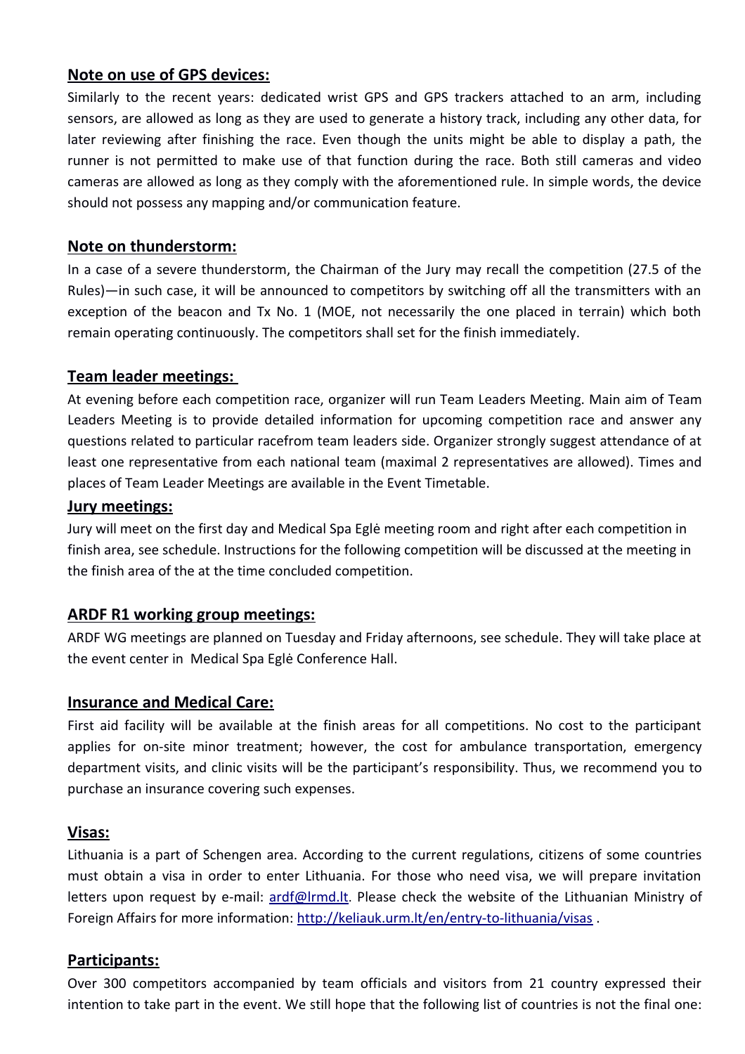## Note on use of GPS devices:

Similarly to the recent years: dedicated wrist GPS and GPS trackers attached to an arm, including sensors, are allowed as long as they are used to generate a history track, including any other data, for later reviewing after finishing the race. Even though the units might be able to display a path, the runner is not permitted to make use of that function during the race. Both still cameras and video cameras are allowed as long as they comply with the aforementioned rule. In simple words, the device should not possess any mapping and/or communication feature.

## Note on thunderstorm:

In a case of a severe thunderstorm, the Chairman of the Jury may recall the competition (27.5 of the Rules)—in such case, it will be announced to competitors by switching off all the transmitters with an exception of the beacon and Tx No. 1 (MOE, not necessarily the one placed in terrain) which both remain operating continuously. The competitors shall set for the finish immediately.

## Team leader meetings:

At evening before each competition race, organizer will run Team Leaders Meeting. Main aim of Team Leaders Meeting is to provide detailed information for upcoming competition race and answer any questions related to particular racefrom team leaders side. Organizer strongly suggest attendance of at least one representative from each national team (maximal 2 representatives are allowed). Times and places of Team Leader Meetings are available in the Event Timetable.

## Jury meetings:

Jury will meet on the first day and Medical Spa Eglė meeting room and right after each competition in finish area, see schedule. Instructions for the following competition will be discussed at the meeting in the finish area of the at the time concluded competition.

## ARDF R1 working group meetings:

ARDF WG meetings are planned on Tuesday and Friday afternoons, see schedule. They will take place at the event center in Medical Spa Eglė Conference Hall.

## Insurance and Medical Care:

First aid facility will be available at the finish areas for all competitions. No cost to the participant applies for on-site minor treatment; however, the cost for ambulance transportation, emergency department visits, and clinic visits will be the participant's responsibility. Thus, we recommend you to purchase an insurance covering such expenses.

## Visas:

Lithuania is a part of Schengen area. According to the current regulations, citizens of some countries must obtain a visa in order to enter Lithuania. For those who need visa, we will prepare invitation letters upon request by e-mail: ardf@lrmd.lt. Please check the website of the Lithuanian Ministry of Foreign Affairs for more information: http://keliauk.urm.lt/en/entry-to-lithuania/visas .

## Participants:

Over 300 competitors accompanied by team officials and visitors from 21 country expressed their intention to take part in the event. We still hope that the following list of countries is not the final one: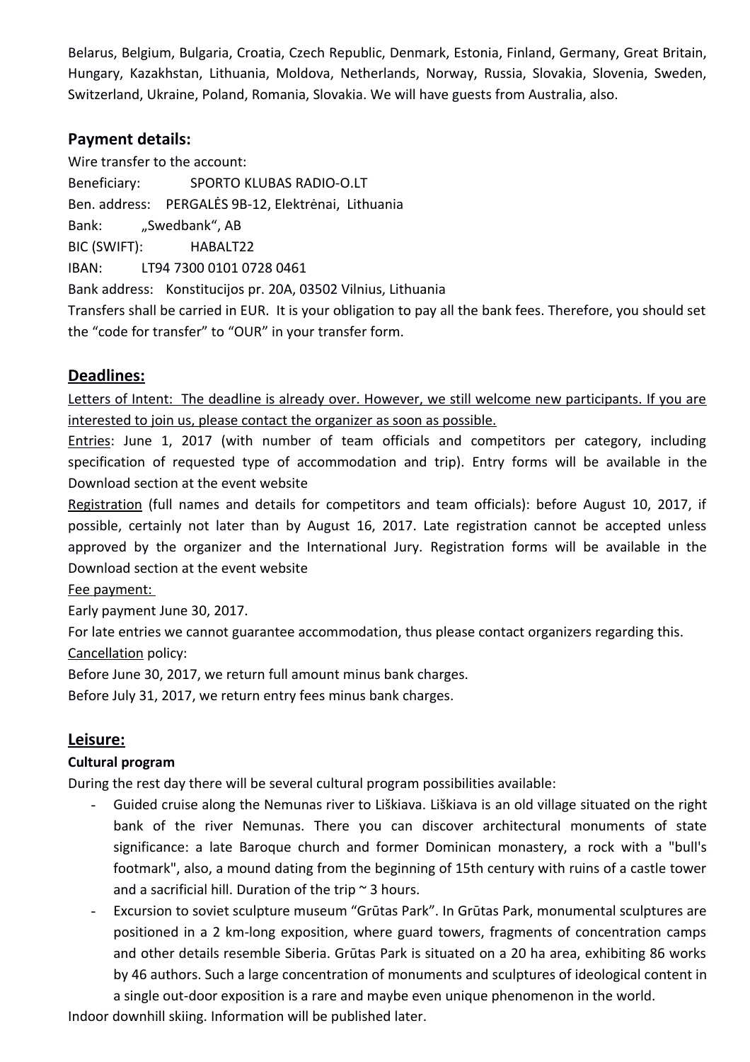Belarus, Belgium, Bulgaria, Croatia, Czech Republic, Denmark, Estonia, Finland, Germany, Great Britain, Hungary, Kazakhstan, Lithuania, Moldova, Netherlands, Norway, Russia, Slovakia, Slovenia, Sweden, Switzerland, Ukraine, Poland, Romania, Slovakia. We will have guests from Australia, also.

## Payment details:

Wire transfer to the account:

Beneficiary: SPORTO KLUBAS RADIO-O.LT

Ben. address: PERGALĖS 9B-12, Elektrėnai, Lithuania

Bank: „Swedbank", AB

BIC (SWIFT): HABALT22

IBAN: LT94 7300 0101 0728 0461

Bank address: Konstitucijos pr. 20A, 03502 Vilnius, Lithuania

Transfers shall be carried in EUR. It is your obligation to pay all the bank fees. Therefore, you should set the "code for transfer" to "OUR" in your transfer form.

## Deadlines:

Letters of Intent: The deadline is already over. However, we still welcome new participants. If you are interested to join us, please contact the organizer as soon as possible.

Entries: June 1, 2017 (with number of team officials and competitors per category, including specification of requested type of accommodation and trip). Entry forms will be available in the Download section at the event website

Registration (full names and details for competitors and team officials): before August 10, 2017, if possible, certainly not later than by August 16, 2017. Late registration cannot be accepted unless approved by the organizer and the International Jury. Registration forms will be available in the Download section at the event website

Fee payment:

Early payment June 30, 2017.

For late entries we cannot guarantee accommodation, thus please contact organizers regarding this.

Cancellation policy:

Before June 30, 2017, we return full amount minus bank charges.

Before July 31, 2017, we return entry fees minus bank charges.

## Leisure:

**Cultural program**

During the rest day there will be several cultural program possibilities available:

- Guided cruise along the Nemunas river to Liškiava. Liškiava is an old village situated on the right bank of the river Nemunas. There you can discover architectural monuments of state significance: a late Baroque church and former Dominican monastery, a rock with a "bull's footmark", also, a mound dating from the beginning of 15th century with ruins of a castle tower and a sacrificial hill. Duration of the trip ~ 3 hours.
- Excursion to soviet sculpture museum "Grūtas Park". In Grūtas Park, monumental sculptures are positioned in a 2 km-long exposition, where guard towers, fragments of concentration camps and other details resemble Siberia. Grūtas Park is situated on a 20 ha area, exhibiting 86 works by 46 authors. Such a large concentration of monuments and sculptures of ideological content in a single out-door exposition is a rare and maybe even unique phenomenon in the world.

Indoor downhill skiing. Information will be published later.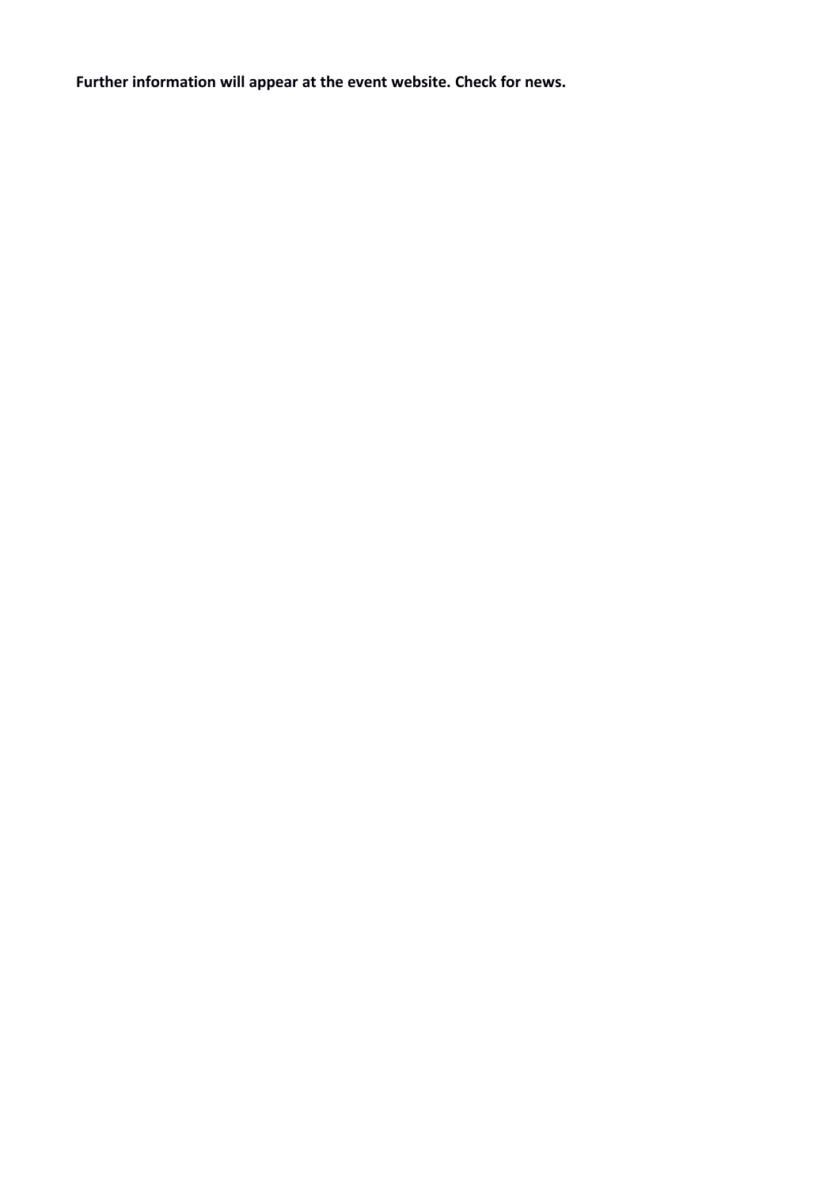**Further information will appear at the event website. Check for news.**